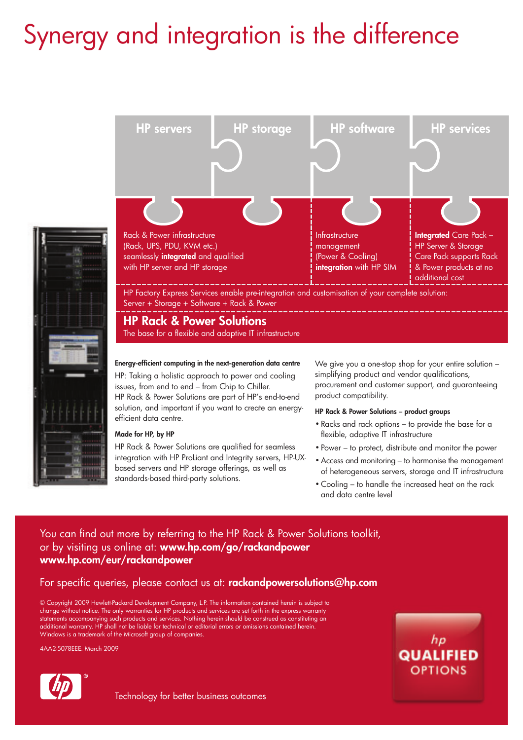# Synergy and integration is the difference

HP servers | HP storage | HP software | HP services

Rack & Power infrastructure (Rack, UPS, PDU, KVM etc.) seamlessly **integrated** and qualified with HP server and HP storage

Infrastructure management (Power & Cooling) **integration** with HP SIM

**Integrated** Care Pack – HP Server & Storage Care Pack supports Rack & Power products at no additional cost

HP Factory Express Services enable pre-integration and customisation of your complete solution: Server + Storage + Software + Rack & Power

## HP Rack & Power Solutions

The base for a flexible and adaptive IT infrastructure

**Energy-efficient computing in the next-generation data centre**

HP: Taking a holistic approach to power and cooling issues, from end to end – from Chip to Chiller. HP Rack & Power Solutions are part of HP's end-to-end solution, and important if you want to create an energy-efficient data centre.

**Made for HP, by HP**

HP Rack & Power Solutions are qualified for seamless integration with HP ProLiant and Integrity servers, HP-UX-based servers and HP storage offerings, as well as standards-based third-party solutions.

We give you a one-stop shop for your entire solution – simplifying product and vendor qualifications, procurement and customer support, and guaranteeing product compatibility.

**HP Rack & Power Solutions – product groups**

- Racks and rack options – to provide the base for a flexible, adaptive IT infrastructure
- Power – to protect, distribute and monitor the power
- Access and monitoring – to harmonise the management of heterogeneous servers, storage and IT infrastructure
- Cooling – to handle the increased heat on the rack and data centre level

You can find out more by referring to the HP Rack & Power Solutions toolkit, or by visiting us online at: **www.hp.com/go/rackandpower** **www.hp.com/eur/rackandpower**

For specific queries, please contact us at: **rackandpowersolutions@hp.com**

© Copyright 2009 Hewlett-Packard Development Company, L.P. The information contained herein is subject to change without notice. The only warranties for HP products and services are set forth in the express warranty statements accompanying such products and services. Nothing herein should be construed as constituting an additional warranty. HP shall not be liable for technical or editorial errors or omissions contained herein. Windows is a trademark of the Microsoft group of companies.

4AA2-5078EEE. March 2009

hp QUALIFIED OPTIONS

Technology for better business outcomes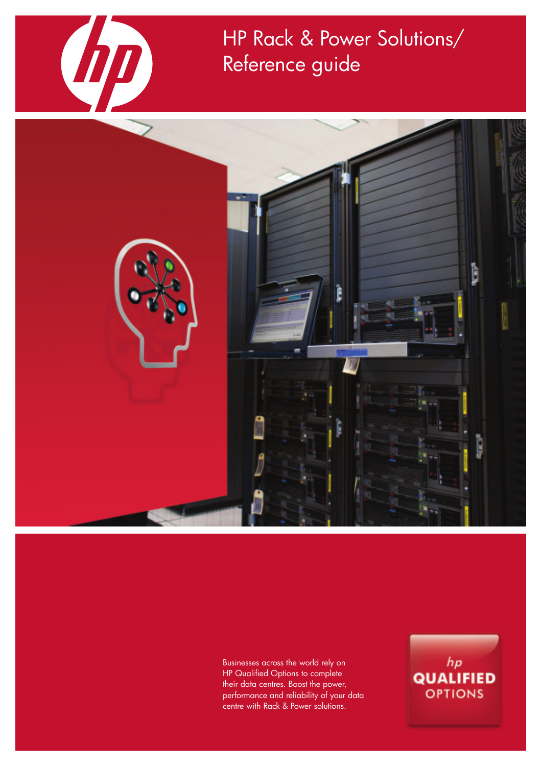# HP Rack & Power Solutions/ Reference guide

Businesses across the world rely on HP Qualified Options to complete their data centres. Boost the power, performance and reliability of your data centre with Rack & Power solutions.

hp QUALIFIED OPTIONS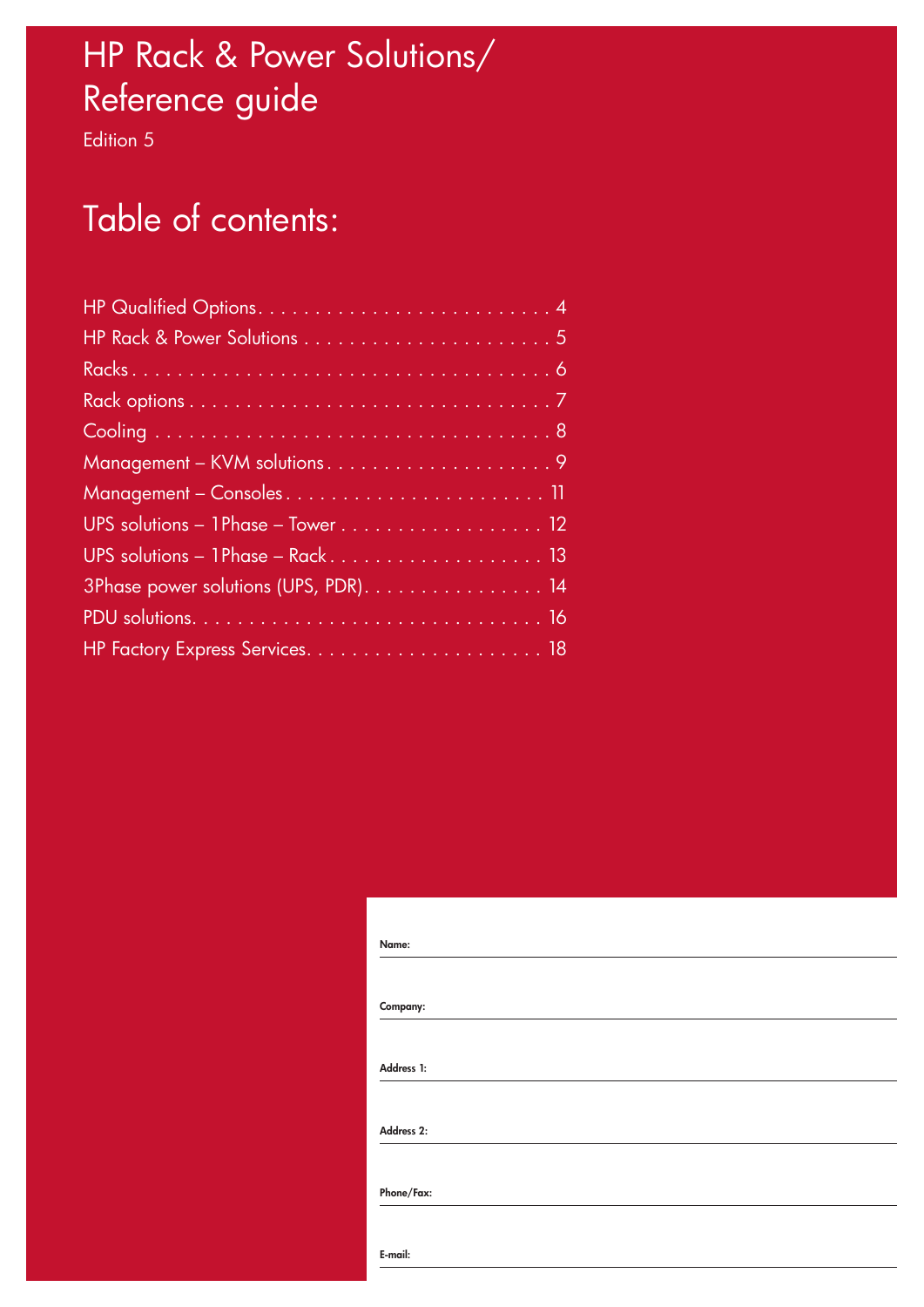# HP Rack & Power Solutions/ Reference guide

Edition 5

## Table of contents:

HP Qualified Options . . . . . . . . . . . . . . . . . . . . . . . . . . 4
HP Rack & Power Solutions . . . . . . . . . . . . . . . . . . . . . . . 5
Racks . . . . . . . . . . . . . . . . . . . . . . . . . . . . . . . . . . . 6
Rack options . . . . . . . . . . . . . . . . . . . . . . . . . . . . . . . 7
Cooling . . . . . . . . . . . . . . . . . . . . . . . . . . . . . . . . . . 8
Management – KVM solutions . . . . . . . . . . . . . . . . . . . . . 9
Management – Consoles . . . . . . . . . . . . . . . . . . . . . . . . 11
UPS solutions – 1Phase – Tower . . . . . . . . . . . . . . . . . . . 12
UPS solutions – 1Phase – Rack . . . . . . . . . . . . . . . . . . . . 13
3Phase power solutions (UPS, PDR) . . . . . . . . . . . . . . . . 14
PDU solutions . . . . . . . . . . . . . . . . . . . . . . . . . . . . . . . 16
HP Factory Express Services . . . . . . . . . . . . . . . . . . . . . 18

**Name:** ______________________________

**Company:** ______________________________

**Address 1:** ______________________________

**Address 2:** ______________________________

**Phone/Fax:** ______________________________

**E-mail:** ______________________________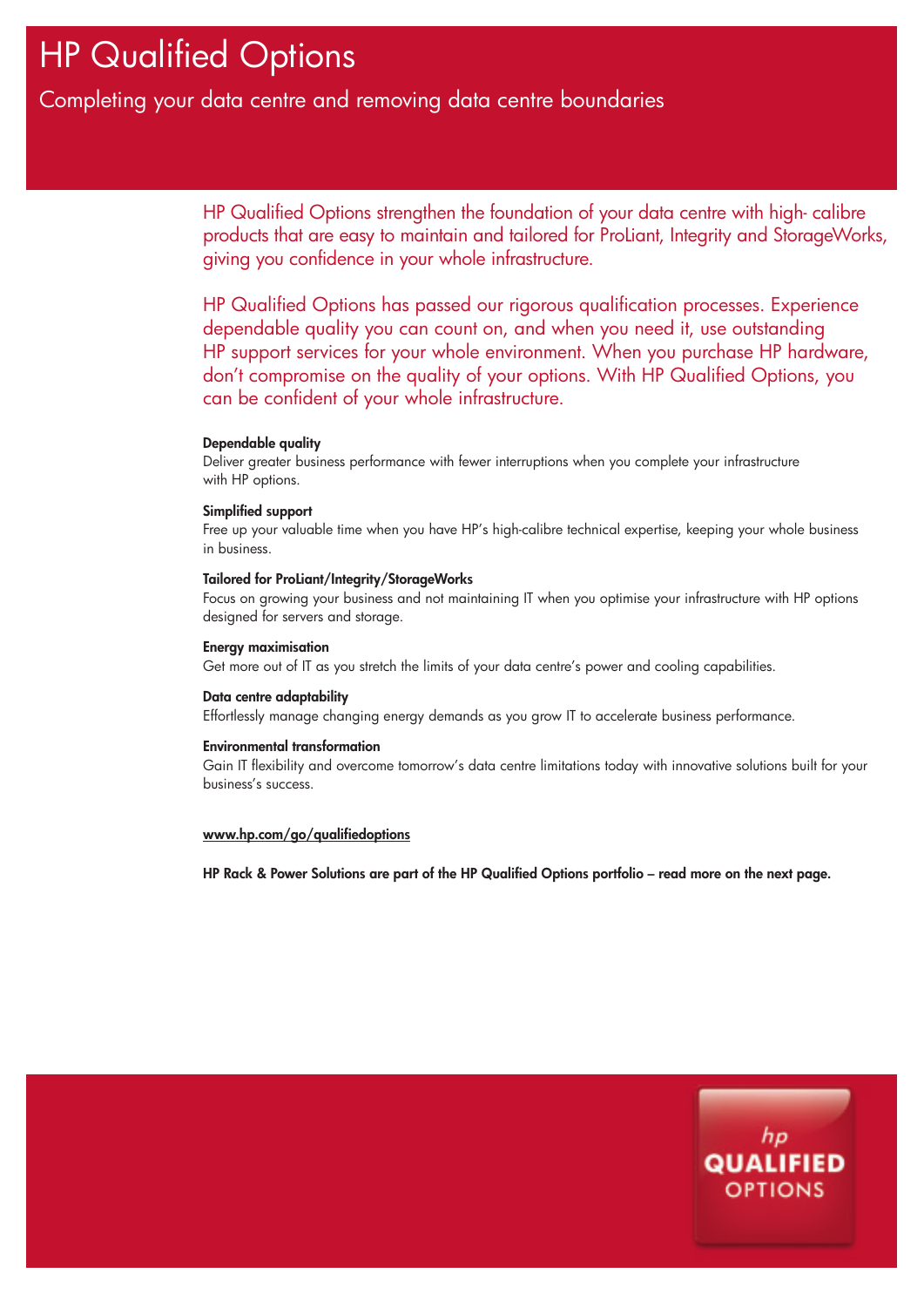# HP Qualified Options

## Completing your data centre and removing data centre boundaries

HP Qualified Options strengthen the foundation of your data centre with high- calibre products that are easy to maintain and tailored for ProLiant, Integrity and StorageWorks, giving you confidence in your whole infrastructure.

HP Qualified Options has passed our rigorous qualification processes. Experience dependable quality you can count on, and when you need it, use outstanding HP support services for your whole environment. When you purchase HP hardware, don't compromise on the quality of your options. With HP Qualified Options, you can be confident of your whole infrastructure.

**Dependable quality**
Deliver greater business performance with fewer interruptions when you complete your infrastructure with HP options.

**Simplified support**
Free up your valuable time when you have HP's high-calibre technical expertise, keeping your whole business in business.

**Tailored for ProLiant/Integrity/StorageWorks**
Focus on growing your business and not maintaining IT when you optimise your infrastructure with HP options designed for servers and storage.

**Energy maximisation**
Get more out of IT as you stretch the limits of your data centre's power and cooling capabilities.

**Data centre adaptability**
Effortlessly manage changing energy demands as you grow IT to accelerate business performance.

**Environmental transformation**
Gain IT flexibility and overcome tomorrow's data centre limitations today with innovative solutions built for your business's success.

**www.hp.com/go/qualifiedoptions**

**HP Rack & Power Solutions are part of the HP Qualified Options portfolio – read more on the next page.**

hp QUALIFIED OPTIONS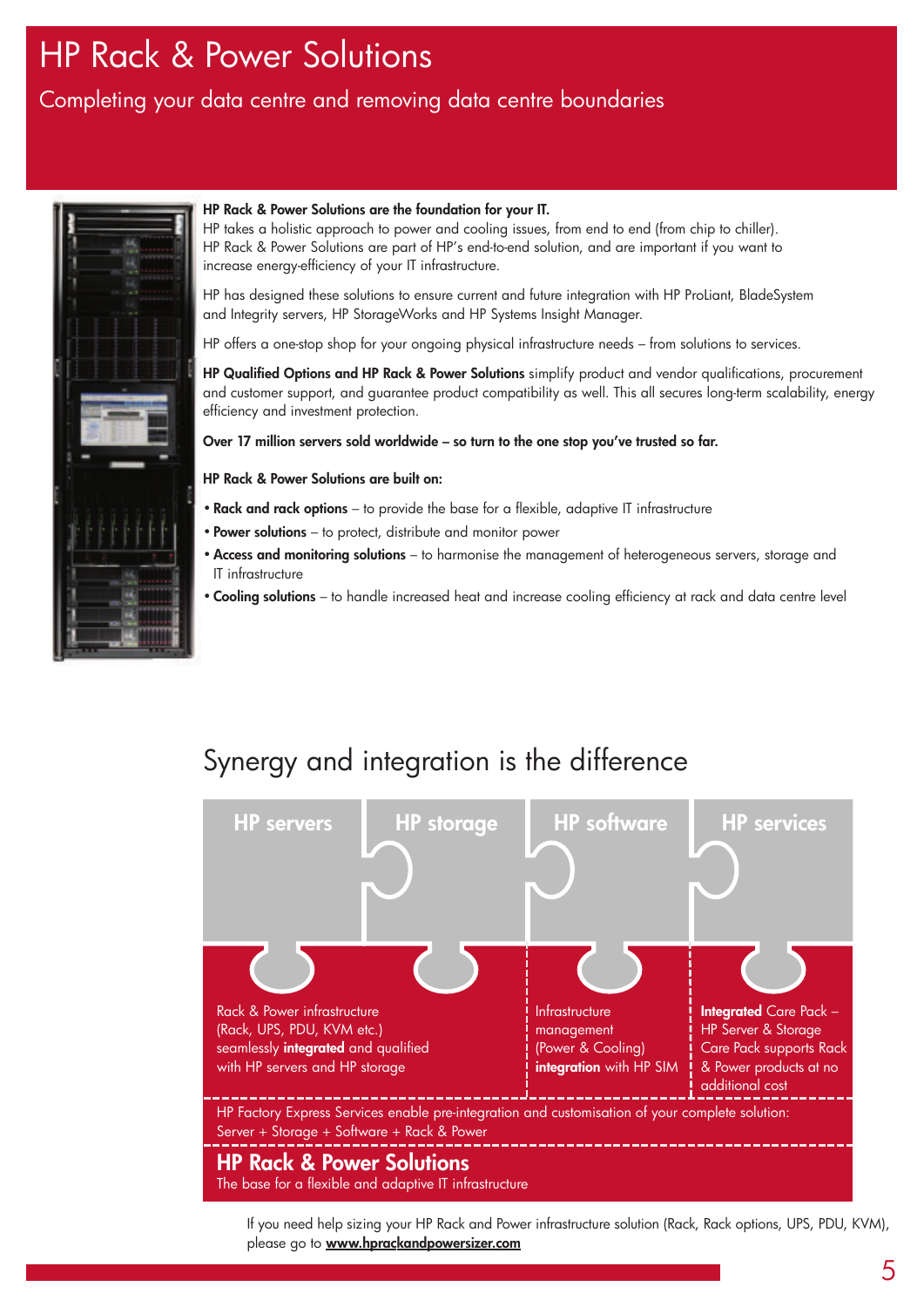# HP Rack & Power Solutions

Completing your data centre and removing data centre boundaries

**HP Rack & Power Solutions are the foundation for your IT.**
HP takes a holistic approach to power and cooling issues, from end to end (from chip to chiller). HP Rack & Power Solutions are part of HP's end-to-end solution, and are important if you want to increase energy-efficiency of your IT infrastructure.

HP has designed these solutions to ensure current and future integration with HP ProLiant, BladeSystem and Integrity servers, HP StorageWorks and HP Systems Insight Manager.

HP offers a one-stop shop for your ongoing physical infrastructure needs – from solutions to services.

**HP Qualified Options and HP Rack & Power Solutions** simplify product and vendor qualifications, procurement and customer support, and guarantee product compatibility as well. This all secures long-term scalability, energy efficiency and investment protection.

**Over 17 million servers sold worldwide – so turn to the one stop you've trusted so far.**

**HP Rack & Power Solutions are built on:**

- **Rack and rack options** – to provide the base for a flexible, adaptive IT infrastructure
- **Power solutions** – to protect, distribute and monitor power
- **Access and monitoring solutions** – to harmonise the management of heterogeneous servers, storage and IT infrastructure
- **Cooling solutions** – to handle increased heat and increase cooling efficiency at rack and data centre level

## Synergy and integration is the difference

| HP servers | HP storage | HP software | HP services |
|---|---|---|---|
| Rack & Power infrastructure (Rack, UPS, PDU, KVM etc.) seamlessly **integrated** and qualified with HP servers and HP storage | | Infrastructure management (Power & Cooling) **integration** with HP SIM | **Integrated** Care Pack – HP Server & Storage Care Pack supports Rack & Power products at no additional cost |

HP Factory Express Services enable pre-integration and customisation of your complete solution: Server + Storage + Software + Rack & Power

**HP Rack & Power Solutions**
The base for a flexible and adaptive IT infrastructure

If you need help sizing your HP Rack and Power infrastructure solution (Rack, Rack options, UPS, PDU, KVM), please go to **www.hprackandpowersizer.com**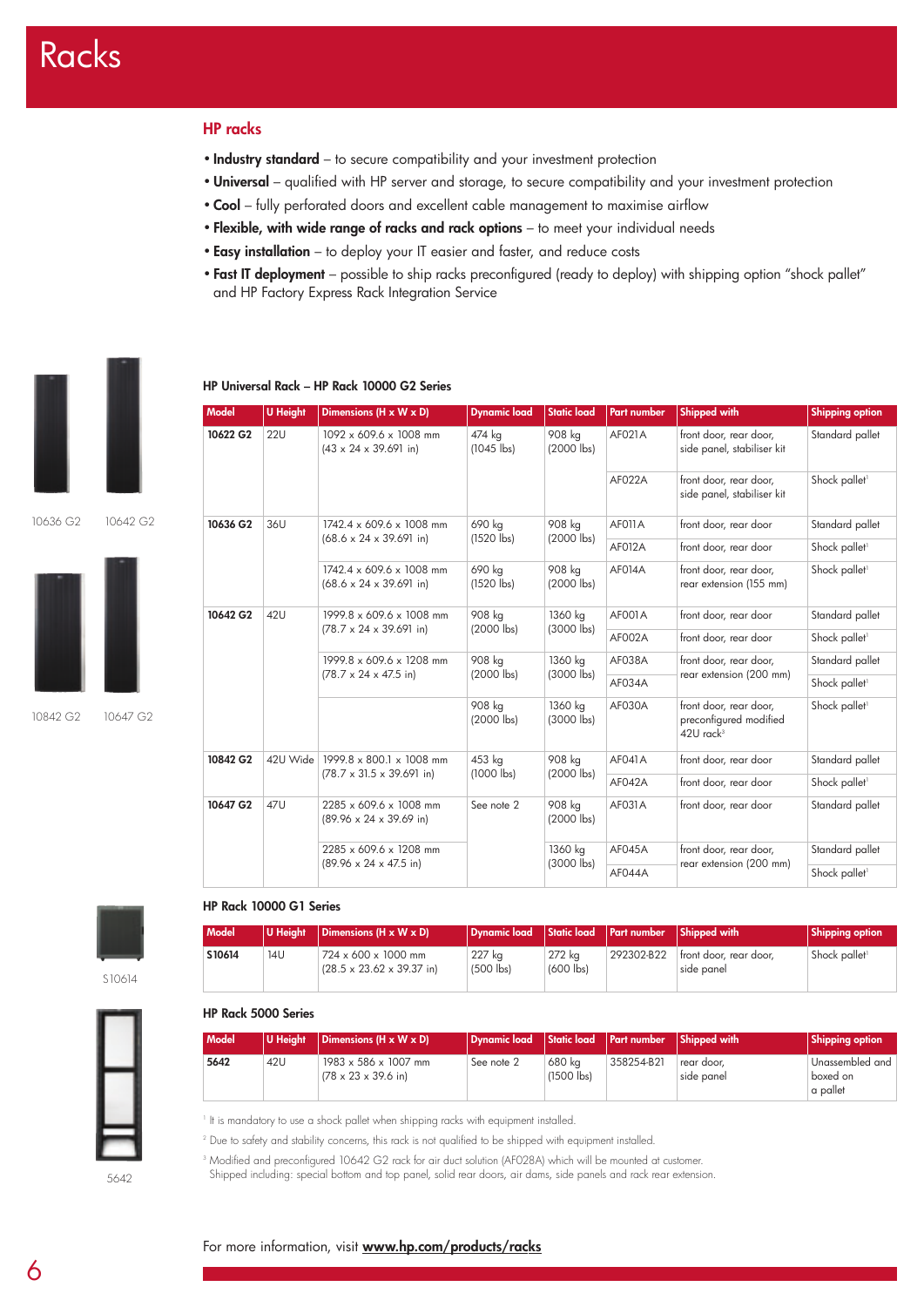# Racks

## HP racks

- **Industry standard** – to secure compatibility and your investment protection
- **Universal** – qualified with HP server and storage, to secure compatibility and your investment protection
- **Cool** – fully perforated doors and excellent cable management to maximise airflow
- **Flexible, with wide range of racks and rack options** – to meet your individual needs
- **Easy installation** – to deploy your IT easier and faster, and reduce costs
- **Fast IT deployment** – possible to ship racks preconfigured (ready to deploy) with shipping option "shock pallet" and HP Factory Express Rack Integration Service

10636 G2 10642 G2

10842 G2 10647 G2

### HP Universal Rack – HP Rack 10000 G2 Series

| Model | U Height | Dimensions (H x W x D) | Dynamic load | Static load | Part number | Shipped with | Shipping option |
|---|---|---|---|---|---|---|---|
| 10622 G2 | 22U | 1092 x 609.6 x 1008 mm (43 x 24 x 39.691 in) | 474 kg (1045 lbs) | 908 kg (2000 lbs) | AF021A | front door, rear door, side panel, stabiliser kit | Standard pallet |
| | | | | | AF022A | front door, rear door, side panel, stabiliser kit | Shock pallet[1] |
| 10636 G2 | 36U | 1742.4 x 609.6 x 1008 mm (68.6 x 24 x 39.691 in) | 690 kg (1520 lbs) | 908 kg (2000 lbs) | AF011A | front door, rear door | Standard pallet |
| | | | | | AF012A | front door, rear door | Shock pallet[1] |
| | | 1742.4 x 609.6 x 1008 mm (68.6 x 24 x 39.691 in) | 690 kg (1520 lbs) | 908 kg (2000 lbs) | AF014A | front door, rear door, rear extension (155 mm) | Shock pallet[1] |
| 10642 G2 | 42U | 1999.8 x 609.6 x 1008 mm (78.7 x 24 x 39.691 in) | 908 kg (2000 lbs) | 1360 kg (3000 lbs) | AF001A | front door, rear door | Standard pallet |
| | | | | | AF002A | front door, rear door | Shock pallet[1] |
| | | 1999.8 x 609.6 x 1208 mm (78.7 x 24 x 47.5 in) | 908 kg (2000 lbs) | 1360 kg (3000 lbs) | AF038A | front door, rear door, rear extension (200 mm) | Standard pallet |
| | | | | | AF034A | | Shock pallet[1] |
| | | | 908 kg (2000 lbs) | 1360 kg (3000 lbs) | AF030A | front door, rear door, preconfigured modified 42U rack[3] | Shock pallet[1] |
| 10842 G2 | 42U Wide | 1999.8 x 800.1 x 1008 mm (78.7 x 31.5 x 39.691 in) | 453 kg (1000 lbs) | 908 kg (2000 lbs) | AF041A | front door, rear door | Standard pallet |
| | | | | | AF042A | front door, rear door | Shock pallet[1] |
| 10647 G2 | 47U | 2285 x 609.6 x 1008 mm (89.96 x 24 x 39.69 in) | See note 2 | 908 kg (2000 lbs) | AF031A | front door, rear door | Standard pallet |
| | | 2285 x 609.6 x 1208 mm (89.96 x 24 x 47.5 in) | | 1360 kg (3000 lbs) | AF045A | front door, rear door, rear extension (200 mm) | Standard pallet |
| | | | | | AF044A | | Shock pallet[1] |

S10614

### HP Rack 10000 G1 Series

| Model | U Height | Dimensions (H x W x D) | Dynamic load | Static load | Part number | Shipped with | Shipping option |
|---|---|---|---|---|---|---|---|
| S10614 | 14U | 724 x 600 x 1000 mm (28.5 x 23.62 x 39.37 in) | 227 kg (500 lbs) | 272 kg (600 lbs) | 292302-B22 | front door, rear door, side panel | Shock pallet[1] |

5642

### HP Rack 5000 Series

| Model | U Height | Dimensions (H x W x D) | Dynamic load | Static load | Part number | Shipped with | Shipping option |
|---|---|---|---|---|---|---|---|
| 5642 | 42U | 1983 x 586 x 1007 mm (78 x 23 x 39.6 in) | See note 2 | 680 kg (1500 lbs) | 358254-B21 | rear door, side panel | Unassembled and boxed on a pallet |

[1] It is mandatory to use a shock pallet when shipping racks with equipment installed.

[2] Due to safety and stability concerns, this rack is not qualified to be shipped with equipment installed.

[3] Modified and preconfigured 10642 G2 rack for air duct solution (AF028A) which will be mounted at customer. Shipped including: special bottom and top panel, solid rear doors, air dams, side panels and rack rear extension.

For more information, visit **www.hp.com/products/racks**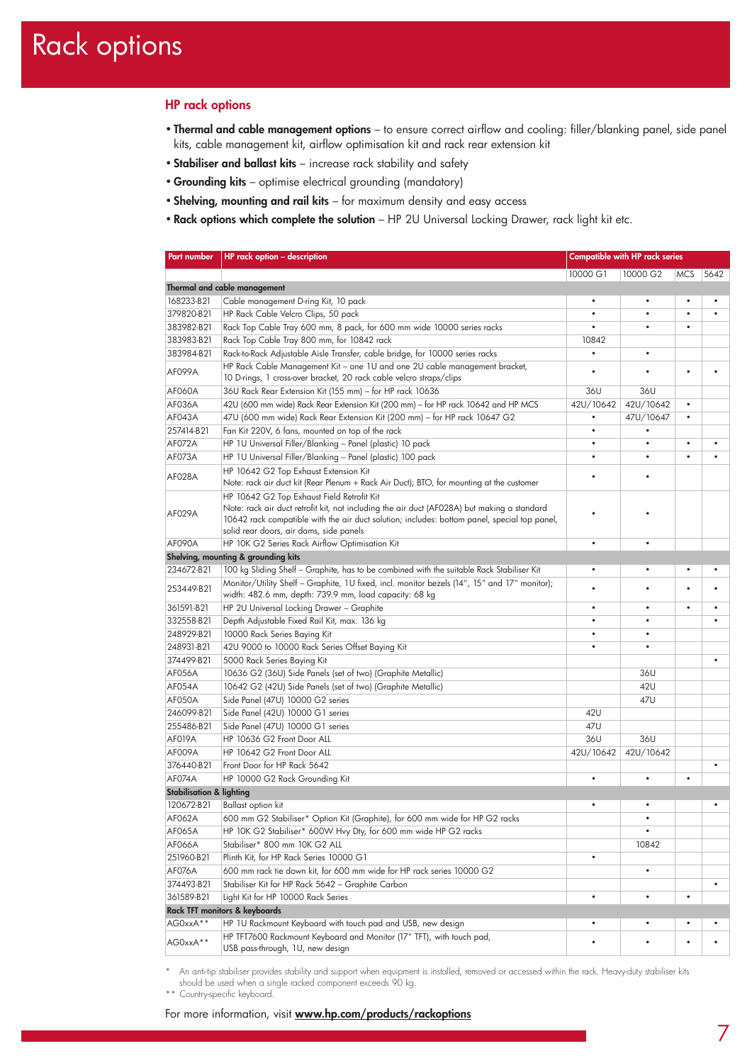# Rack options

## HP rack options

- **Thermal and cable management options** – to ensure correct airflow and cooling: filler/blanking panel, side panel kits, cable management kit, airflow optimisation kit and rack rear extension kit
- **Stabiliser and ballast kits** – increase rack stability and safety
- **Grounding kits** – optimise electrical grounding (mandatory)
- **Shelving, mounting and rail kits** – for maximum density and easy access
- **Rack options which complete the solution** – HP 2U Universal Locking Drawer, rack light kit etc.

| Part number | HP rack option – description | Compatible with HP rack series | | | |
|---|---|---|---|---|---|
| | | 10000 G1 | 10000 G2 | MCS | 5642 |
| **Thermal and cable management** | | | | | |
| 168233-B21 | Cable management D-ring Kit, 10 pack | • | • | • | • |
| 379820-B21 | HP Rack Cable Velcro Clips, 50 pack | • | • | • | • |
| 383982-B21 | Rack Top Cable Tray 600 mm, 8 pack, for 600 mm wide 10000 series racks | • | • | • | |
| 383983-B21 | Rack Top Cable Tray 800 mm, for 10842 rack | 10842 | | | |
| 383984-B21 | Rack-to-Rack Adjustable Aisle Transfer, cable bridge, for 10000 series racks | • | • | | |
| AF099A | HP Rack Cable Management Kit – one 1U and one 2U cable management bracket, 10 D-rings, 1 cross-over bracket, 20 rack cable velcro straps/clips | • | • | • | • |
| AF060A | 36U Rack Rear Extension Kit (155 mm) – for HP rack 10636 | 36U | 36U | | |
| AF036A | 42U (600 mm wide) Rack Rear Extension Kit (200 mm) – for HP rack 10642 and HP MCS | 42U/10642 | 42U/10642 | • | |
| AF043A | 47U (600 mm wide) Rack Rear Extension Kit (200 mm) – for HP rack 10647 G2 | • | 47U/10647 | • | |
| 257414-B21 | Fan Kit 220V, 6 fans, mounted on top of the rack | • | • | | |
| AF072A | HP 1U Universal Filler/Blanking – Panel (plastic) 10 pack | • | • | • | • |
| AF073A | HP 1U Universal Filler/Blanking – Panel (plastic) 100 pack | • | • | • | • |
| AF028A | HP 10642 G2 Top Exhaust Extension Kit<br>Note: rack air duct kit (Rear Plenum + Rack Air Duct); BTO, for mounting at the customer | • | • | | |
| AF029A | HP 10642 G2 Top Exhaust Field Retrofit Kit<br>Note: rack air duct retrofit kit, not including the air duct (AF028A) but making a standard 10642 rack compatible with the air duct solution; includes: bottom panel, special top panel, solid rear doors, air dams, side panels | • | • | | |
| AF090A | HP 10K G2 Series Rack Airflow Optimisation Kit | • | • | | |
| **Shelving, mounting & grounding kits** | | | | | |
| 234672-B21 | 100 kg Sliding Shelf – Graphite, has to be combined with the suitable Rack Stabiliser Kit | • | • | • | • |
| 253449-B21 | Monitor/Utility Shelf – Graphite, 1U fixed, incl. monitor bezels (14", 15" and 17" monitor); width: 482.6 mm, depth: 739.9 mm, load capacity: 68 kg | • | • | • | • |
| 361591-B21 | HP 2U Universal Locking Drawer – Graphite | • | • | • | • |
| 332558-B21 | Depth Adjustable Fixed Rail Kit, max. 136 kg | • | • | | • |
| 248929-B21 | 10000 Rack Series Baying Kit | • | • | | |
| 248931-B21 | 42U 9000 to 10000 Rack Series Offset Baying Kit | • | • | | |
| 374499-B21 | 5000 Rack Series Baying Kit | | | | • |
| AF056A | 10636 G2 (36U) Side Panels (set of two) (Graphite Metallic) | | 36U | | |
| AF054A | 10642 G2 (42U) Side Panels (set of two) (Graphite Metallic) | | 42U | | |
| AF050A | Side Panel (47U) 10000 G2 series | | 47U | | |
| 246099-B21 | Side Panel (42U) 10000 G1 series | 42U | | | |
| 255486-B21 | Side Panel (47U) 10000 G1 series | 47U | | | |
| AF019A | HP 10636 G2 Front Door ALL | 36U | 36U | | |
| AF009A | HP 10642 G2 Front Door ALL | 42U/10642 | 42U/10642 | | |
| 376440-B21 | Front Door for HP Rack 5642 | | | | • |
| AF074A | HP 10000 G2 Rack Grounding Kit | • | • | • | |
| **Stabilisation & lighting** | | | | | |
| 120672-B21 | Ballast option kit | • | • | | • |
| AF062A | 600 mm G2 Stabiliser* Option Kit (Graphite), for 600 mm wide for HP G2 racks | | • | | |
| AF065A | HP 10K G2 Stabiliser* 600W Hvy Dty, for 600 mm wide HP G2 racks | | • | | |
| AF066A | Stabiliser* 800 mm 10K G2 ALL | | 10842 | | |
| 251960-B21 | Plinth Kit, for HP Rack Series 10000 G1 | • | | | |
| AF076A | 600 mm rack tie down kit, for 600 mm wide for HP rack series 10000 G2 | | • | | |
| 374493-B21 | Stabiliser Kit for HP Rack 5642 – Graphite Carbon | | | | • |
| 361589-B21 | Light Kit for HP 10000 Rack Series | • | • | • | |
| **Rack TFT monitors & keyboards** | | | | | |
| AG0xxA** | HP 1U Rackmount Keyboard with touch pad and USB, new design | • | • | • | • |
| AG0xxA** | HP TFT7600 Rackmount Keyboard and Monitor (17" TFT), with touch pad, USB pass-through, 1U, new design | • | • | • | • |

\* An anti-tip stabiliser provides stability and support when equipment is installed, removed or accessed within the rack. Heavy-duty stabiliser kits should be used when a single racked component exceeds 90 kg.

** Country-specific keyboard.

For more information, visit **www.hp.com/products/rackoptions**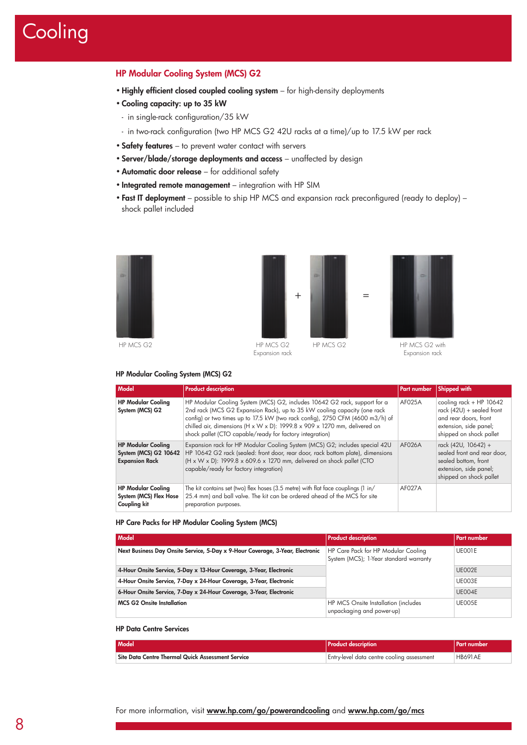# Cooling

## HP Modular Cooling System (MCS) G2

- **Highly efficient closed coupled cooling system** – for high-density deployments
- **Cooling capacity: up to 35 kW**
  - in single-rack configuration/35 kW
  - in two-rack configuration (two HP MCS G2 42U racks at a time)/up to 17.5 kW per rack
- **Safety features** – to prevent water contact with servers
- **Server/blade/storage deployments and access** – unaffected by design
- **Automatic door release** – for additional safety
- **Integrated remote management** – integration with HP SIM
- **Fast IT deployment** – possible to ship HP MCS and expansion rack preconfigured (ready to deploy) – shock pallet included

HP MCS G2

HP MCS G2 Expansion rack + HP MCS G2 = HP MCS G2 with Expansion rack

### HP Modular Cooling System (MCS) G2

| Model | Product description | Part number | Shipped with |
|---|---|---|---|
| **HP Modular Cooling System (MCS) G2** | HP Modular Cooling System (MCS) G2, includes 10642 G2 rack, support for a 2nd rack (MCS G2 Expansion Rack), up to 35 kW cooling capacity (one rack config) or two times up to 17.5 kW (two rack config), 2750 CFM (4600 m3/h) of chilled air, dimensions (H x W x D): 1999.8 x 909 x 1270 mm, delivered on shock pallet (CTO capable/ready for factory integration) | AF025A | cooling rack + HP 10642 rack (42U) + sealed front and rear doors, front extension, side panel; shipped on shock pallet |
| **HP Modular Cooling System (MCS) G2 10642 Expansion Rack** | Expansion rack for HP Modular Cooling System (MCS) G2; includes special 42U HP 10642 G2 rack (sealed: front door, rear door, rack bottom plate), dimensions (H x W x D): 1999.8 x 609.6 x 1270 mm, delivered on shock pallet (CTO capable/ready for factory integration) | AF026A | rack (42U, 10642) + sealed front and rear door, sealed bottom, front extension, side panel; shipped on shock pallet |
| **HP Modular Cooling System (MCS) Flex Hose Coupling kit** | The kit contains set (two) flex hoses (3.5 metre) with flat face couplings (1 in/ 25.4 mm) and ball valve. The kit can be ordered ahead of the MCS for site preparation purposes. | AF027A | |

### HP Care Packs for HP Modular Cooling System (MCS)

| Model | Product description | Part number |
|---|---|---|
| **Next Business Day Onsite Service, 5-Day x 9-Hour Coverage, 3-Year, Electronic** | HP Care Pack for HP Modular Cooling System (MCS); 1-Year standard warranty | UE001E |
| **4-Hour Onsite Service, 5-Day x 13-Hour Coverage, 3-Year, Electronic** | | UE002E |
| **4-Hour Onsite Service, 7-Day x 24-Hour Coverage, 3-Year, Electronic** | | UE003E |
| **6-Hour Onsite Service, 7-Day x 24-Hour Coverage, 3-Year, Electronic** | | UE004E |
| **MCS G2 Onsite Installation** | HP MCS Onsite Installation (includes unpackaging and power-up) | UE005E |

### HP Data Centre Services

| Model | Product description | Part number |
|---|---|---|
| **Site Data Centre Thermal Quick Assessment Service** | Entry-level data centre cooling assessment | HB691AE |

For more information, visit **www.hp.com/go/powerandcooling** and **www.hp.com/go/mcs**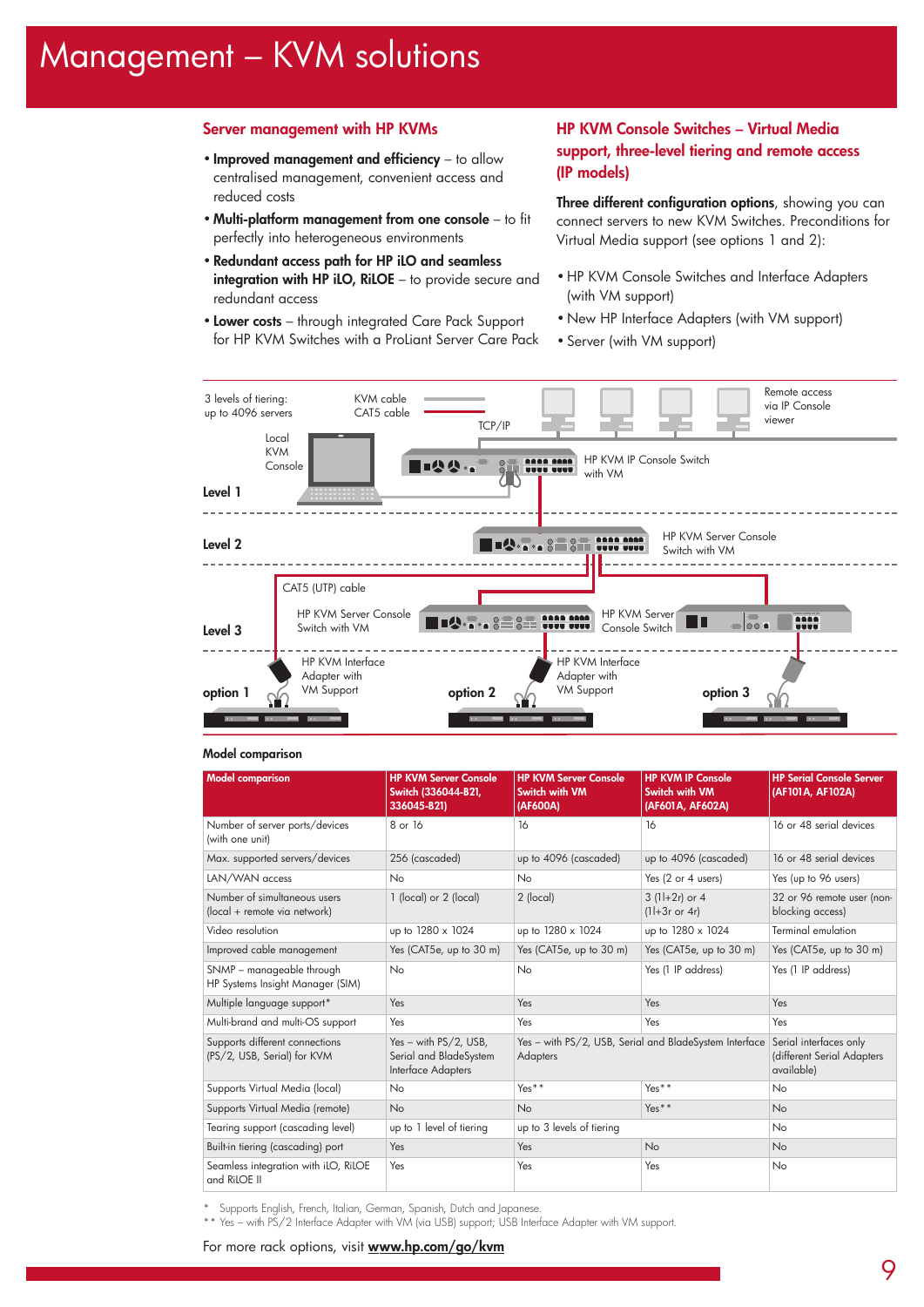# Management – KVM solutions

## Server management with HP KVMs

- **Improved management and efficiency** – to allow centralised management, convenient access and reduced costs
- **Multi-platform management from one console** – to fit perfectly into heterogeneous environments
- **Redundant access path for HP iLO and seamless integration with HP iLO, RiLOE** – to provide secure and redundant access
- **Lower costs** – through integrated Care Pack Support for HP KVM Switches with a ProLiant Server Care Pack

## HP KVM Console Switches – Virtual Media support, three-level tiering and remote access (IP models)

**Three different configuration options**, showing you can connect servers to new KVM Switches. Preconditions for Virtual Media support (see options 1 and 2):

- HP KVM Console Switches and Interface Adapters (with VM support)
- New HP Interface Adapters (with VM support)
- Server (with VM support)

3 levels of tiering: up to 4096 servers

KVM cable

CAT5 cable

TCP/IP

Remote access via IP Console viewer

Local KVM Console

Level 1

HP KVM IP Console Switch with VM

Level 2

HP KVM Server Console Switch with VM

CAT5 (UTP) cable

HP KVM Server Console Switch with VM

HP KVM Server Console Switch

Level 3

HP KVM Interface Adapter with VM Support

HP KVM Interface Adapter with VM Support

option 1

option 2

option 3

### Model comparison

| Model comparison | HP KVM Server Console Switch (336044-B21, 336045-B21) | HP KVM Server Console Switch with VM (AF600A) | HP KVM IP Console Switch with VM (AF601A, AF602A) | HP Serial Console Server (AF101A, AF102A) |
|---|---|---|---|---|
| Number of server ports/devices (with one unit) | 8 or 16 | 16 | 16 | 16 or 48 serial devices |
| Max. supported servers/devices | 256 (cascaded) | up to 4096 (cascaded) | up to 4096 (cascaded) | 16 or 48 serial devices |
| LAN/WAN access | No | No | Yes (2 or 4 users) | Yes (up to 96 users) |
| Number of simultaneous users (local + remote via network) | 1 (local) or 2 (local) | 2 (local) | 3 (1l+2r) or 4 (1l+3r or 4r) | 32 or 96 remote user (non-blocking access) |
| Video resolution | up to 1280 x 1024 | up to 1280 x 1024 | up to 1280 x 1024 | Terminal emulation |
| Improved cable management | Yes (CAT5e, up to 30 m) | Yes (CAT5e, up to 30 m) | Yes (CAT5e, up to 30 m) | Yes (CAT5e, up to 30 m) |
| SNMP – manageable through HP Systems Insight Manager (SIM) | No | No | Yes (1 IP address) | Yes (1 IP address) |
| Multiple language support* | Yes | Yes | Yes | Yes |
| Multi-brand and multi-OS support | Yes | Yes | Yes | Yes |
| Supports different connections (PS/2, USB, Serial) for KVM | Yes – with PS/2, USB, Serial and BladeSystem Interface Adapters | Yes – with PS/2, USB, Serial and BladeSystem Interface Adapters | | Serial interfaces only (different Serial Adapters available) |
| Supports Virtual Media (local) | No | Yes** | Yes** | No |
| Supports Virtual Media (remote) | No | No | Yes** | No |
| Tearing support (cascading level) | up to 1 level of tiering | up to 3 levels of tiering | | No |
| Built-in tiering (cascading) port | Yes | Yes | No | No |
| Seamless integration with iLO, RiLOE and RiLOE II | Yes | Yes | Yes | No |

\* Supports English, French, Italian, German, Spanish, Dutch and Japanese.
\*\* Yes – with PS/2 Interface Adapter with VM (via USB) support; USB Interface Adapter with VM support.

For more rack options, visit **www.hp.com/go/kvm**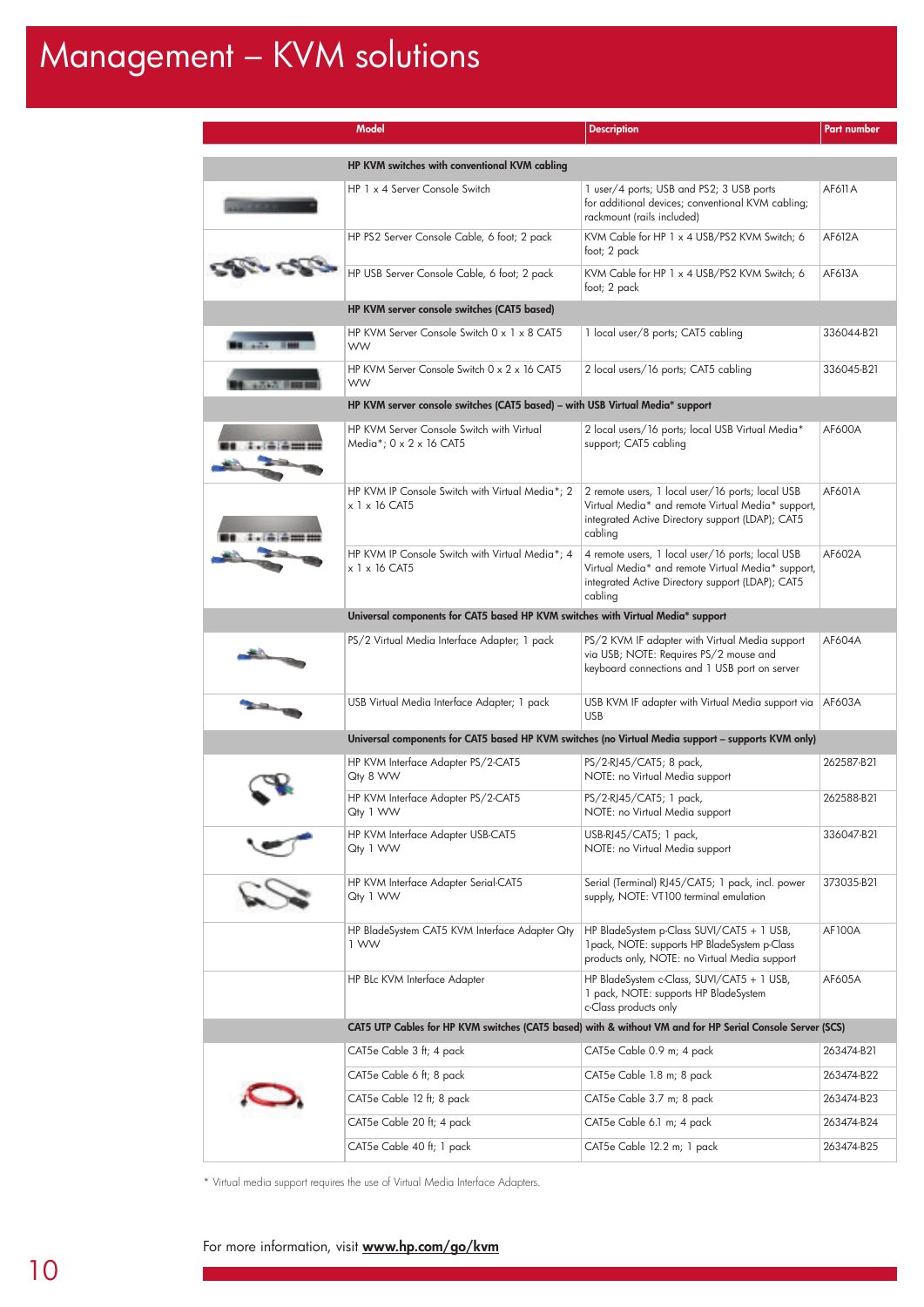# Management – KVM solutions

| Model | Description | Part number |
|---|---|---|
| **HP KVM switches with conventional KVM cabling** | | |
| HP 1 x 4 Server Console Switch | 1 user/4 ports; USB and PS2; 3 USB ports for additional devices; conventional KVM cabling; rackmount (rails included) | AF611A |
| HP PS2 Server Console Cable, 6 foot; 2 pack | KVM Cable for HP 1 x 4 USB/PS2 KVM Switch; 6 foot; 2 pack | AF612A |
| HP USB Server Console Cable, 6 foot; 2 pack | KVM Cable for HP 1 x 4 USB/PS2 KVM Switch; 6 foot; 2 pack | AF613A |
| **HP KVM server console switches (CAT5 based)** | | |
| HP KVM Server Console Switch 0 x 1 x 8 CAT5 WW | 1 local user/8 ports; CAT5 cabling | 336044-B21 |
| HP KVM Server Console Switch 0 x 2 x 16 CAT5 WW | 2 local users/16 ports; CAT5 cabling | 336045-B21 |
| **HP KVM server console switches (CAT5 based) – with USB Virtual Media* support** | | |
| HP KVM Server Console Switch with Virtual Media*; 0 x 2 x 16 CAT5 | 2 local users/16 ports; local USB Virtual Media* support; CAT5 cabling | AF600A |
| HP KVM IP Console Switch with Virtual Media*; 2 x 1 x 16 CAT5 | 2 remote users, 1 local user/16 ports; local USB Virtual Media* and remote Virtual Media* support, integrated Active Directory support (LDAP); CAT5 cabling | AF601A |
| HP KVM IP Console Switch with Virtual Media*; 4 x 1 x 16 CAT5 | 4 remote users, 1 local user/16 ports; local USB Virtual Media* and remote Virtual Media* support, integrated Active Directory support (LDAP); CAT5 cabling | AF602A |
| **Universal components for CAT5 based HP KVM switches with Virtual Media* support** | | |
| PS/2 Virtual Media Interface Adapter; 1 pack | PS/2 KVM IF adapter with Virtual Media support via USB; NOTE: Requires PS/2 mouse and keyboard connections and 1 USB port on server | AF604A |
| USB Virtual Media Interface Adapter; 1 pack | USB KVM IF adapter with Virtual Media support via USB | AF603A |
| **Universal components for CAT5 based HP KVM switches (no Virtual Media support – supports KVM only)** | | |
| HP KVM Interface Adapter PS/2-CAT5 Qty 8 WW | PS/2-RJ45/CAT5; 8 pack, NOTE: no Virtual Media support | 262587-B21 |
| HP KVM Interface Adapter PS/2-CAT5 Qty 1 WW | PS/2-RJ45/CAT5; 1 pack, NOTE: no Virtual Media support | 262588-B21 |
| HP KVM Interface Adapter USB-CAT5 Qty 1 WW | USB-RJ45/CAT5; 1 pack, NOTE: no Virtual Media support | 336047-B21 |
| HP KVM Interface Adapter Serial-CAT5 Qty 1 WW | Serial (Terminal) RJ45/CAT5; 1 pack, incl. power supply, NOTE: VT100 terminal emulation | 373035-B21 |
| HP BladeSystem CAT5 KVM Interface Adapter Qty 1 WW | HP BladeSystem p-Class SUVI/CAT5 + 1 USB, 1pack, NOTE: supports HP BladeSystem p-Class products only, NOTE: no Virtual Media support | AF100A |
| HP BLc KVM Interface Adapter | HP BladeSystem c-Class, SUVI/CAT5 + 1 USB, 1 pack, NOTE: supports HP BladeSystem c-Class products only | AF605A |
| **CAT5 UTP Cables for HP KVM switches (CAT5 based) with & without VM and for HP Serial Console Server (SCS)** | | |
| CAT5e Cable 3 ft; 4 pack | CAT5e Cable 0.9 m; 4 pack | 263474-B21 |
| CAT5e Cable 6 ft; 8 pack | CAT5e Cable 1.8 m; 8 pack | 263474-B22 |
| CAT5e Cable 12 ft; 8 pack | CAT5e Cable 3.7 m; 8 pack | 263474-B23 |
| CAT5e Cable 20 ft; 4 pack | CAT5e Cable 6.1 m; 4 pack | 263474-B24 |
| CAT5e Cable 40 ft; 1 pack | CAT5e Cable 12.2 m; 1 pack | 263474-B25 |

\* Virtual media support requires the use of Virtual Media Interface Adapters.

For more information, visit **www.hp.com/go/kvm**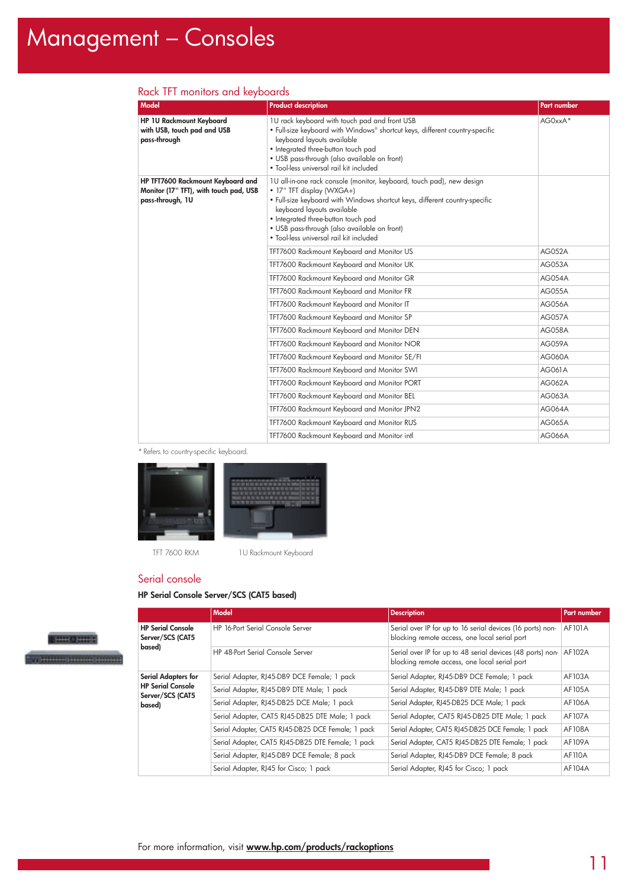# Management – Consoles

## Rack TFT monitors and keyboards

| Model | Product description | Part number |
|---|---|---|
| **HP 1U Rackmount Keyboard with USB, touch pad and USB pass-through** | 1U rack keyboard with touch pad and front USB<br>• Full-size keyboard with Windows® shortcut keys, different country-specific keyboard layouts available<br>• Integrated three-button touch pad<br>• USB pass-through (also available on front)<br>• Tool-less universal rail kit included | AG0xxA* |
| **HP TFT7600 Rackmount Keyboard and Monitor (17" TFT), with touch pad, USB pass-through, 1U** | 1U all-in-one rack console (monitor, keyboard, touch pad), new design<br>• 17" TFT display (WXGA+)<br>• Full-size keyboard with Windows shortcut keys, different country-specific keyboard layouts available<br>• Integrated three-button touch pad<br>• USB pass-through (also available on front)<br>• Tool-less universal rail kit included | |
| | TFT7600 Rackmount Keyboard and Monitor US | AG052A |
| | TFT7600 Rackmount Keyboard and Monitor UK | AG053A |
| | TFT7600 Rackmount Keyboard and Monitor GR | AG054A |
| | TFT7600 Rackmount Keyboard and Monitor FR | AG055A |
| | TFT7600 Rackmount Keyboard and Monitor IT | AG056A |
| | TFT7600 Rackmount Keyboard and Monitor SP | AG057A |
| | TFT7600 Rackmount Keyboard and Monitor DEN | AG058A |
| | TFT7600 Rackmount Keyboard and Monitor NOR | AG059A |
| | TFT7600 Rackmount Keyboard and Monitor SE/FI | AG060A |
| | TFT7600 Rackmount Keyboard and Monitor SWI | AG061A |
| | TFT7600 Rackmount Keyboard and Monitor PORT | AG062A |
| | TFT7600 Rackmount Keyboard and Monitor BEL | AG063A |
| | TFT7600 Rackmount Keyboard and Monitor JPN2 | AG064A |
| | TFT7600 Rackmount Keyboard and Monitor RUS | AG065A |
| | TFT7600 Rackmount Keyboard and Monitor intl | AG066A |

* Refers to country-specific keyboard.

TFT 7600 RKM

1U Rackmount Keyboard

## Serial console

### HP Serial Console Server/SCS (CAT5 based)

| | Model | Description | Part number |
|---|---|---|---|
| **HP Serial Console Server/SCS (CAT5 based)** | HP 16-Port Serial Console Server | Serial over IP for up to 16 serial devices (16 ports) non-blocking remote access, one local serial port | AF101A |
| | HP 48-Port Serial Console Server | Serial over IP for up to 48 serial devices (48 ports) non-blocking remote access, one local serial port | AF102A |
| **Serial Adapters for HP Serial Console Server/SCS (CAT5 based)** | Serial Adapter, RJ45-DB9 DCE Female; 1 pack | Serial Adapter, RJ45-DB9 DCE Female; 1 pack | AF103A |
| | Serial Adapter, RJ45-DB9 DTE Male; 1 pack | Serial Adapter, RJ45-DB9 DTE Male; 1 pack | AF105A |
| | Serial Adapter, RJ45-DB25 DCE Male; 1 pack | Serial Adapter, RJ45-DB25 DCE Male; 1 pack | AF106A |
| | Serial Adapter, CAT5 RJ45-DB25 DTE Male; 1 pack | Serial Adapter, CAT5 RJ45-DB25 DTE Male; 1 pack | AF107A |
| | Serial Adapter, CAT5 RJ45-DB25 DCE Female; 1 pack | Serial Adapter, CAT5 RJ45-DB25 DCE Female; 1 pack | AF108A |
| | Serial Adapter, CAT5 RJ45-DB25 DTE Female; 1 pack | Serial Adapter, CAT5 RJ45-DB25 DTE Female; 1 pack | AF109A |
| | Serial Adapter, RJ45-DB9 DCE Female; 8 pack | Serial Adapter, RJ45-DB9 DCE Female; 8 pack | AF110A |
| | Serial Adapter, RJ45 for Cisco; 1 pack | Serial Adapter, RJ45 for Cisco; 1 pack | AF104A |

For more information, visit **www.hp.com/products/rackoptions**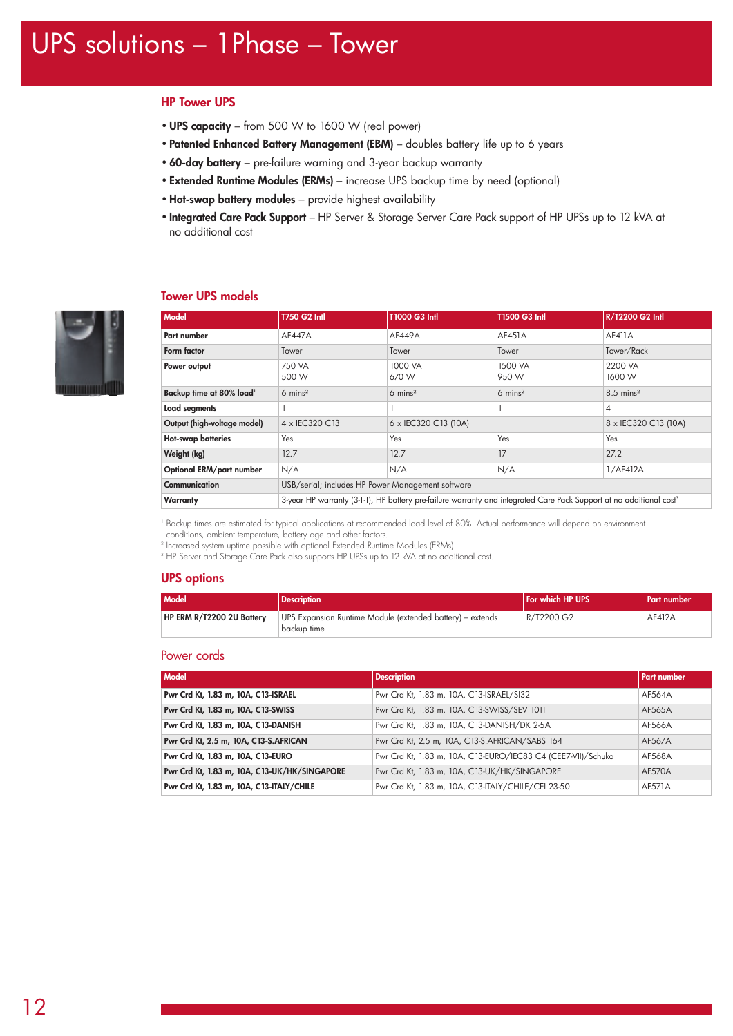# UPS solutions – 1Phase – Tower

## HP Tower UPS

- **UPS capacity** – from 500 W to 1600 W (real power)
- **Patented Enhanced Battery Management (EBM)** – doubles battery life up to 6 years
- **60-day battery** – pre-failure warning and 3-year backup warranty
- **Extended Runtime Modules (ERMs)** – increase UPS backup time by need (optional)
- **Hot-swap battery modules** – provide highest availability
- **Integrated Care Pack Support** – HP Server & Storage Server Care Pack support of HP UPSs up to 12 kVA at no additional cost

## Tower UPS models

| Model | T750 G2 Intl | T1000 G3 Intl | T1500 G3 Intl | R/T2200 G2 Intl |
|---|---|---|---|---|
| **Part number** | AF447A | AF449A | AF451A | AF411A |
| **Form factor** | Tower | Tower | Tower | Tower/Rack |
| **Power output** | 750 VA<br>500 W | 1000 VA<br>670 W | 1500 VA<br>950 W | 2200 VA<br>1600 W |
| **Backup time at 80% load**[1] | 6 mins[2] | 6 mins[2] | 6 mins[2] | 8.5 mins[2] |
| **Load segments** | 1 | 1 | 1 | 4 |
| **Output (high-voltage model)** | 4 x IEC320 C13 | 6 x IEC320 C13 (10A) | | 8 x IEC320 C13 (10A) |
| **Hot-swap batteries** | Yes | Yes | Yes | Yes |
| **Weight (kg)** | 12.7 | 12.7 | 17 | 27.2 |
| **Optional ERM/part number** | N/A | N/A | N/A | 1/AF412A |
| **Communication** | USB/serial; includes HP Power Management software | | | |
| **Warranty** | 3-year HP warranty (3-1-1), HP battery pre-failure warranty and integrated Care Pack Support at no additional cost[3] | | | |

[1] Backup times are estimated for typical applications at recommended load level of 80%. Actual performance will depend on environment conditions, ambient temperature, battery age and other factors.
[2] Increased system uptime possible with optional Extended Runtime Modules (ERMs).
[3] HP Server and Storage Care Pack also supports HP UPSs up to 12 kVA at no additional cost.

## UPS options

| Model | Description | For which HP UPS | Part number |
|---|---|---|---|
| **HP ERM R/T2200 2U Battery** | UPS Expansion Runtime Module (extended battery) – extends backup time | R/T2200 G2 | AF412A |

## Power cords

| Model | Description | Part number |
|---|---|---|
| **Pwr Crd Kt, 1.83 m, 10A, C13-ISRAEL** | Pwr Crd Kt, 1.83 m, 10A, C13-ISRAEL/SI32 | AF564A |
| **Pwr Crd Kt, 1.83 m, 10A, C13-SWISS** | Pwr Crd Kt, 1.83 m, 10A, C13-SWISS/SEV 1011 | AF565A |
| **Pwr Crd Kt, 1.83 m, 10A, C13-DANISH** | Pwr Crd Kt, 1.83 m, 10A, C13-DANISH/DK 2-5A | AF566A |
| **Pwr Crd Kt, 2.5 m, 10A, C13-S.AFRICAN** | Pwr Crd Kt, 2.5 m, 10A, C13-S.AFRICAN/SABS 164 | AF567A |
| **Pwr Crd Kt, 1.83 m, 10A, C13-EURO** | Pwr Crd Kt, 1.83 m, 10A, C13-EURO/IEC83 C4 (CEE7-VII)/Schuko | AF568A |
| **Pwr Crd Kt, 1.83 m, 10A, C13-UK/HK/SINGAPORE** | Pwr Crd Kt, 1.83 m, 10A, C13-UK/HK/SINGAPORE | AF570A |
| **Pwr Crd Kt, 1.83 m, 10A, C13-ITALY/CHILE** | Pwr Crd Kt, 1.83 m, 10A, C13-ITALY/CHILE/CEI 23-50 | AF571A |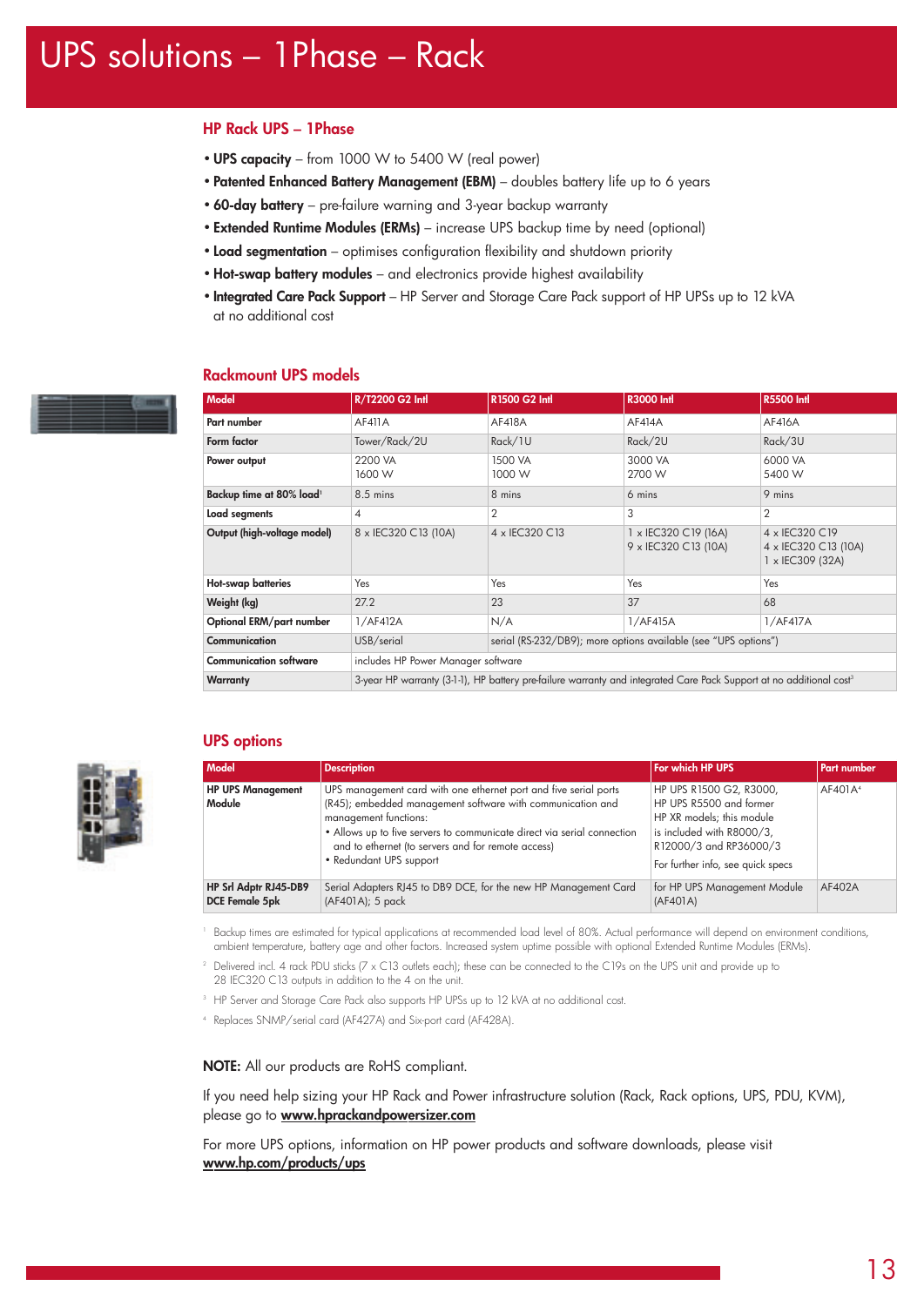# UPS solutions – 1Phase – Rack

## HP Rack UPS – 1Phase

- **UPS capacity** – from 1000 W to 5400 W (real power)
- **Patented Enhanced Battery Management (EBM)** – doubles battery life up to 6 years
- **60-day battery** – pre-failure warning and 3-year backup warranty
- **Extended Runtime Modules (ERMs)** – increase UPS backup time by need (optional)
- **Load segmentation** – optimises configuration flexibility and shutdown priority
- **Hot-swap battery modules** – and electronics provide highest availability
- **Integrated Care Pack Support** – HP Server and Storage Care Pack support of HP UPSs up to 12 kVA at no additional cost

## Rackmount UPS models

| Model | R/T2200 G2 Intl | R1500 G2 Intl | R3000 Intl | R5500 Intl |
|---|---|---|---|---|
| Part number | AF411A | AF418A | AF414A | AF416A |
| Form factor | Tower/Rack/2U | Rack/1U | Rack/2U | Rack/3U |
| Power output | 2200 VA<br>1600 W | 1500 VA<br>1000 W | 3000 VA<br>2700 W | 6000 VA<br>5400 W |
| Backup time at 80% load[1] | 8.5 mins | 8 mins | 6 mins | 9 mins |
| Load segments | 4 | 2 | 3 | 2 |
| Output (high-voltage model) | 8 x IEC320 C13 (10A) | 4 x IEC320 C13 | 1 x IEC320 C19 (16A)<br>9 x IEC320 C13 (10A) | 4 x IEC320 C19<br>4 x IEC320 C13 (10A)<br>1 x IEC309 (32A) |
| Hot-swap batteries | Yes | Yes | Yes | Yes |
| Weight (kg) | 27.2 | 23 | 37 | 68 |
| Optional ERM/part number | 1/AF412A | N/A | 1/AF415A | 1/AF417A |
| Communication | USB/serial | serial (RS-232/DB9); more options available (see "UPS options") | | |
| Communication software | includes HP Power Manager software | | | |
| Warranty | 3-year HP warranty (3-1-1), HP battery pre-failure warranty and integrated Care Pack Support at no additional cost[3] | | | |

## UPS options

| Model | Description | For which HP UPS | Part number |
|---|---|---|---|
| **HP UPS Management Module** | UPS management card with one ethernet port and five serial ports (R45); embedded management software with communication and management functions:<br>• Allows up to five servers to communicate direct via serial connection and to ethernet (to servers and for remote access)<br>• Redundant UPS support | HP UPS R1500 G2, R3000, HP UPS R5500 and former HP XR models; this module is included with R8000/3, R12000/3 and RP36000/3<br>For further info, see quick specs | AF401A[4] |
| **HP Srl Adptr RJ45-DB9 DCE Female 5pk** | Serial Adapters RJ45 to DB9 DCE, for the new HP Management Card (AF401A); 5 pack | for HP UPS Management Module (AF401A) | AF402A |

[1] Backup times are estimated for typical applications at recommended load level of 80%. Actual performance will depend on environment conditions, ambient temperature, battery age and other factors. Increased system uptime possible with optional Extended Runtime Modules (ERMs).

[2] Delivered incl. 4 rack PDU sticks (7 x C13 outlets each); these can be connected to the C19s on the UPS unit and provide up to 28 IEC320 C13 outputs in addition to the 4 on the unit.

[3] HP Server and Storage Care Pack also supports HP UPSs up to 12 kVA at no additional cost.

[4] Replaces SNMP/serial card (AF427A) and Six-port card (AF428A).

**NOTE:** All our products are RoHS compliant.

If you need help sizing your HP Rack and Power infrastructure solution (Rack, Rack options, UPS, PDU, KVM), please go to **www.hprackandpowersizer.com**

For more UPS options, information on HP power products and software downloads, please visit **www.hp.com/products/ups**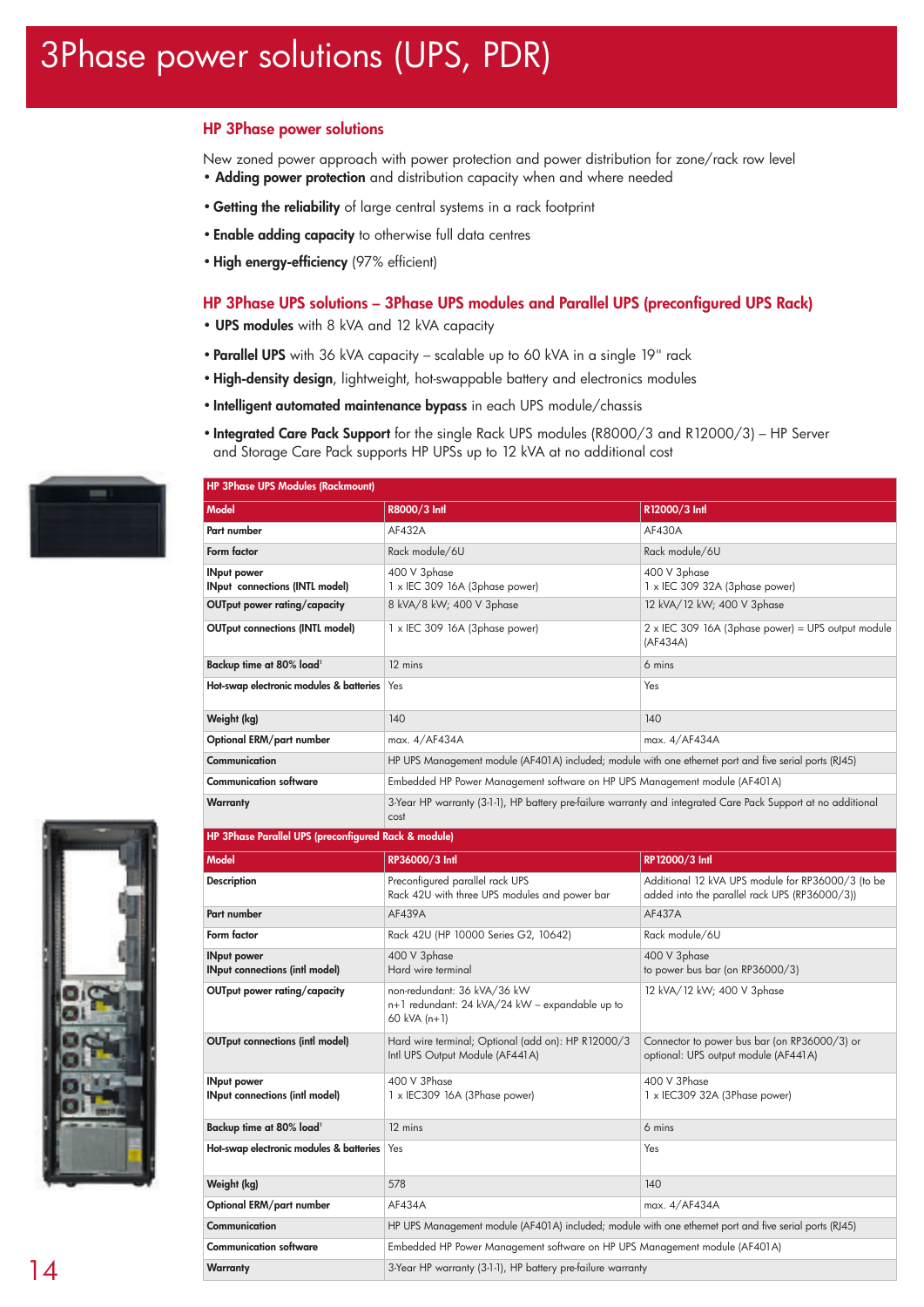# 3Phase power solutions (UPS, PDR)

## HP 3Phase power solutions

New zoned power approach with power protection and power distribution for zone/rack row level

- **Adding power protection** and distribution capacity when and where needed
- **Getting the reliability** of large central systems in a rack footprint
- **Enable adding capacity** to otherwise full data centres
- **High energy-efficiency** (97% efficient)

## HP 3Phase UPS solutions – 3Phase UPS modules and Parallel UPS (preconfigured UPS Rack)

- **UPS modules** with 8 kVA and 12 kVA capacity
- **Parallel UPS** with 36 kVA capacity – scalable up to 60 kVA in a single 19" rack
- **High-density design**, lightweight, hot-swappable battery and electronics modules
- **Intelligent automated maintenance bypass** in each UPS module/chassis
- **Integrated Care Pack Support** for the single Rack UPS modules (R8000/3 and R12000/3) – HP Server and Storage Care Pack supports HP UPSs up to 12 kVA at no additional cost

| HP 3Phase UPS Modules (Rackmount) | | |
|---|---|---|
| **Model** | **R8000/3 Intl** | **R12000/3 Intl** |
| Part number | AF432A | AF430A |
| Form factor | Rack module/6U | Rack module/6U |
| INput power<br>INput connections (INTL model) | 400 V 3phase<br>1 x IEC 309 16A (3phase power) | 400 V 3phase<br>1 x IEC 309 32A (3phase power) |
| OUTput power rating/capacity | 8 kVA/8 kW; 400 V 3phase | 12 kVA/12 kW; 400 V 3phase |
| OUTput connections (INTL model) | 1 x IEC 309 16A (3phase power) | 2 x IEC 309 16A (3phase power) = UPS output module (AF434A) |
| Backup time at 80% load[1] | 12 mins | 6 mins |
| Hot-swap electronic modules & batteries | Yes | Yes |
| Weight (kg) | 140 | 140 |
| Optional ERM/part number | max. 4/AF434A | max. 4/AF434A |
| Communication | HP UPS Management module (AF401A) included; module with one ethernet port and five serial ports (RJ45) | |
| Communication software | Embedded HP Power Management software on HP UPS Management module (AF401A) | |
| Warranty | 3-Year HP warranty (3-1-1), HP battery pre-failure warranty and integrated Care Pack Support at no additional cost | |

| HP 3Phase Parallel UPS (preconfigured Rack & module) | | |
|---|---|---|
| **Model** | **RP36000/3 Intl** | **RP12000/3 Intl** |
| Description | Preconfigured parallel rack UPS<br>Rack 42U with three UPS modules and power bar | Additional 12 kVA UPS module for RP36000/3 (to be added into the parallel rack UPS (RP36000/3)) |
| Part number | AF439A | AF437A |
| Form factor | Rack 42U (HP 10000 Series G2, 10642) | Rack module/6U |
| INput power<br>INput connections (intl model) | 400 V 3phase<br>Hard wire terminal | 400 V 3phase<br>to power bus bar (on RP36000/3) |
| OUTput power rating/capacity | non-redundant: 36 kVA/36 kW<br>n+1 redundant: 24 kVA/24 kW – expandable up to 60 kVA (n+1) | 12 kVA/12 kW; 400 V 3phase |
| OUTput connections (intl model) | Hard wire terminal; Optional (add on): HP R12000/3 Intl UPS Output Module (AF441A) | Connector to power bus bar (on RP36000/3) or optional: UPS output module (AF441A) |
| INput power<br>INput connections (intl model) | 400 V 3Phase<br>1 x IEC309 16A (3Phase power) | 400 V 3Phase<br>1 x IEC309 32A (3Phase power) |
| Backup time at 80% load[1] | 12 mins | 6 mins |
| Hot-swap electronic modules & batteries | Yes | Yes |
| Weight (kg) | 578 | 140 |
| Optional ERM/part number | AF434A | max. 4/AF434A |
| Communication | HP UPS Management module (AF401A) included; module with one ethernet port and five serial ports (RJ45) | |
| Communication software | Embedded HP Power Management software on HP UPS Management module (AF401A) | |
| Warranty | 3-Year HP warranty (3-1-1), HP battery pre-failure warranty | |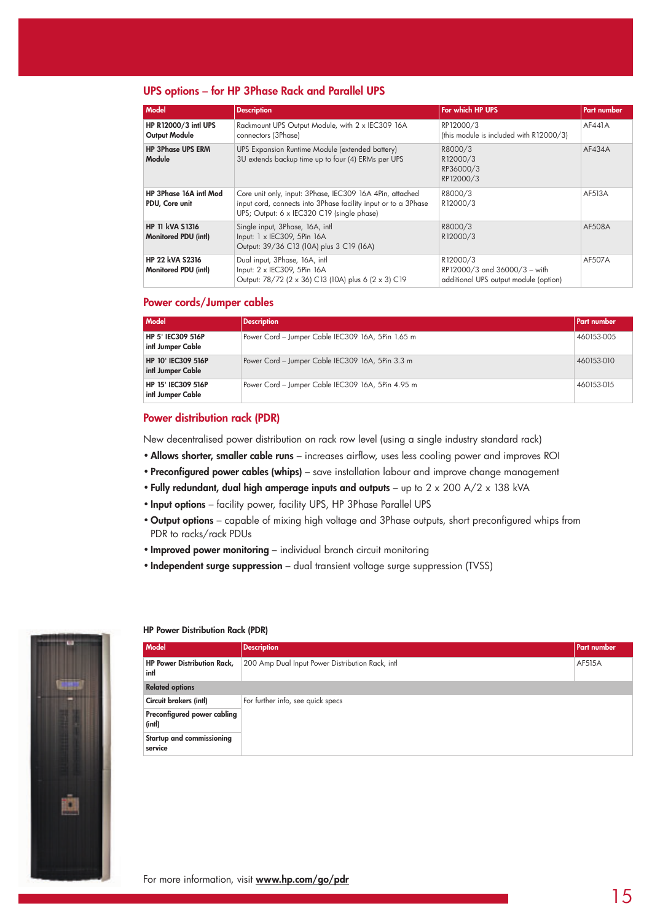## UPS options – for HP 3Phase Rack and Parallel UPS

| Model | Description | For which HP UPS | Part number |
|---|---|---|---|
| **HP R12000/3 intl UPS Output Module** | Rackmount UPS Output Module, with 2 x IEC309 16A connectors (3Phase) | RP12000/3 (this module is included with R12000/3) | AF441A |
| **HP 3Phase UPS ERM Module** | UPS Expansion Runtime Module (extended battery) 3U extends backup time up to four (4) ERMs per UPS | R8000/3 R12000/3 RP36000/3 RP12000/3 | AF434A |
| **HP 3Phase 16A intl Mod PDU, Core unit** | Core unit only, input: 3Phase, IEC309 16A 4Pin, attached input cord, connects into 3Phase facility input or to a 3Phase UPS; Output: 6 x IEC320 C19 (single phase) | R8000/3 R12000/3 | AF513A |
| **HP 11 kVA S1316 Monitored PDU (intl)** | Single input, 3Phase, 16A, intl Input: 1 x IEC309, 5Pin 16A Output: 39/36 C13 (10A) plus 3 C19 (16A) | R8000/3 R12000/3 | AF508A |
| **HP 22 kVA S2316 Monitored PDU (intl)** | Dual input, 3Phase, 16A, intl Input: 2 x IEC309, 5Pin 16A Output: 78/72 (2 x 36) C13 (10A) plus 6 (2 x 3) C19 | R12000/3 RP12000/3 and 36000/3 – with additional UPS output module (option) | AF507A |

## Power cords/Jumper cables

| Model | Description | Part number |
|---|---|---|
| **HP 5' IEC309 516P intl Jumper Cable** | Power Cord – Jumper Cable IEC309 16A, 5Pin 1.65 m | 460153-005 |
| **HP 10' IEC309 516P intl Jumper Cable** | Power Cord – Jumper Cable IEC309 16A, 5Pin 3.3 m | 460153-010 |
| **HP 15' IEC309 516P intl Jumper Cable** | Power Cord – Jumper Cable IEC309 16A, 5Pin 4.95 m | 460153-015 |

## Power distribution rack (PDR)

New decentralised power distribution on rack row level (using a single industry standard rack)

- **Allows shorter, smaller cable runs** – increases airflow, uses less cooling power and improves ROI
- **Preconfigured power cables (whips)** – save installation labour and improve change management
- **Fully redundant, dual high amperage inputs and outputs** – up to 2 x 200 A/2 x 138 kVA
- **Input options** – facility power, facility UPS, HP 3Phase Parallel UPS
- **Output options** – capable of mixing high voltage and 3Phase outputs, short preconfigured whips from PDR to racks/rack PDUs
- **Improved power monitoring** – individual branch circuit monitoring
- **Independent surge suppression** – dual transient voltage surge suppression (TVSS)

### HP Power Distribution Rack (PDR)

| Model | Description | Part number |
|---|---|---|
| **HP Power Distribution Rack, intl** | 200 Amp Dual Input Power Distribution Rack, intl | AF515A |
| **Related options** | | |
| **Circuit brakers (intl)** | For further info, see quick specs | |
| **Preconfigured power cabling (intl)** | | |
| **Startup and commissioning service** | | |

For more information, visit **www.hp.com/go/pdr**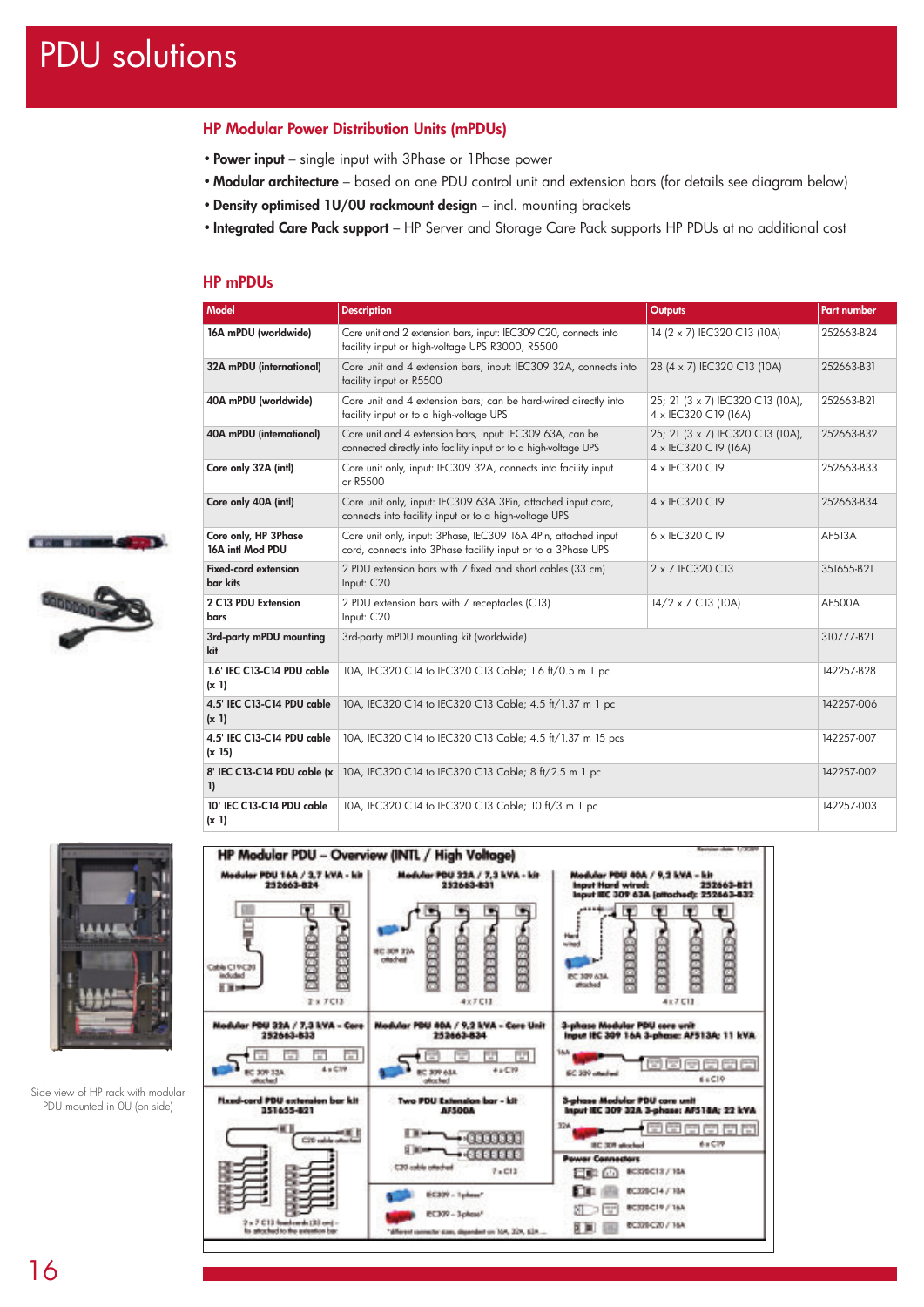# PDU solutions

## HP Modular Power Distribution Units (mPDUs)

- **Power input** – single input with 3Phase or 1Phase power
- **Modular architecture** – based on one PDU control unit and extension bars (for details see diagram below)
- **Density optimised 1U/0U rackmount design** – incl. mounting brackets
- **Integrated Care Pack support** – HP Server and Storage Care Pack supports HP PDUs at no additional cost

## HP mPDUs

| Model | Description | Outputs | Part number |
|---|---|---|---|
| 16A mPDU (worldwide) | Core unit and 2 extension bars, input: IEC309 C20, connects into facility input or high-voltage UPS R3000, R5500 | 14 (2 x 7) IEC320 C13 (10A) | 252663-B24 |
| 32A mPDU (international) | Core unit and 4 extension bars, input: IEC309 32A, connects into facility input or R5500 | 28 (4 x 7) IEC320 C13 (10A) | 252663-B31 |
| 40A mPDU (worldwide) | Core unit and 4 extension bars; can be hard-wired directly into facility input or to a high-voltage UPS | 25; 21 (3 x 7) IEC320 C13 (10A), 4 x IEC320 C19 (16A) | 252663-B21 |
| 40A mPDU (international) | Core unit and 4 extension bars, input: IEC309 63A, can be connected directly into facility input or to a high-voltage UPS | 25; 21 (3 x 7) IEC320 C13 (10A), 4 x IEC320 C19 (16A) | 252663-B32 |
| Core only 32A (intl) | Core unit only, input: IEC309 32A, connects into facility input or R5500 | 4 x IEC320 C19 | 252663-B33 |
| Core only 40A (intl) | Core unit only, input: IEC309 63A 3Pin, attached input cord, connects into facility input or to a high-voltage UPS | 4 x IEC320 C19 | 252663-B34 |
| Core only, HP 3Phase 16A intl Mod PDU | Core unit only, input: 3Phase, IEC309 16A 4Pin, attached input cord, connects into 3Phase facility input or to a 3Phase UPS | 6 x IEC320 C19 | AF513A |
| Fixed-cord extension bar kits | 2 PDU extension bars with 7 fixed and short cables (33 cm) Input: C20 | 2 x 7 IEC320 C13 | 351655-B21 |
| 2 C13 PDU Extension bars | 2 PDU extension bars with 7 receptacles (C13) Input: C20 | 14/2 x 7 C13 (10A) | AF500A |
| 3rd-party mPDU mounting kit | 3rd-party mPDU mounting kit (worldwide) | | 310777-B21 |
| 1.6' IEC C13-C14 PDU cable (x 1) | 10A, IEC320 C14 to IEC320 C13 Cable; 1.6 ft/0.5 m 1 pc | | 142257-B28 |
| 4.5' IEC C13-C14 PDU cable (x 1) | 10A, IEC320 C14 to IEC320 C13 Cable; 4.5 ft/1.37 m 1 pc | | 142257-006 |
| 4.5' IEC C13-C14 PDU cable (x 15) | 10A, IEC320 C14 to IEC320 C13 Cable; 4.5 ft/1.37 m 15 pcs | | 142257-007 |
| 8' IEC C13-C14 PDU cable (x 1) | 10A, IEC320 C14 to IEC320 C13 Cable; 8 ft/2.5 m 1 pc | | 142257-002 |
| 10' IEC C13-C14 PDU cable (x 1) | 10A, IEC320 C14 to IEC320 C13 Cable; 10 ft/3 m 1 pc | | 142257-003 |

Side view of HP rack with modular PDU mounted in 0U (on side)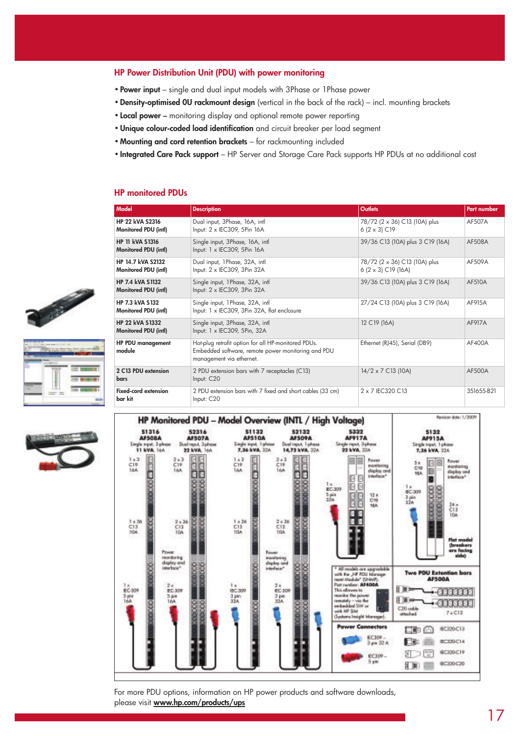## HP Power Distribution Unit (PDU) with power monitoring

- **Power input** – single and dual input models with 3Phase or 1Phase power
- **Density-optimised 0U rackmount design** (vertical in the back of the rack) – incl. mounting brackets
- **Local power –** monitoring display and optional remote power reporting
- **Unique colour-coded load identification** and circuit breaker per load segment
- **Mounting and cord retention brackets** – for rackmounting included
- **Integrated Care Pack support** – HP Server and Storage Care Pack supports HP PDUs at no additional cost

## HP monitored PDUs

| Model | Description | Outlets | Part number |
|---|---|---|---|
| **HP 22 kVA S2316 Monitored PDU (intl)** | Dual input, 3Phase, 16A, intl<br>Input: 2 x IEC309, 5Pin 16A | 78/72 (2 x 36) C13 (10A) plus 6 (2 x 3) C19 | AF507A |
| **HP 11 kVA S1316 Monitored PDU (intl)** | Single input, 3Phase, 16A, intl<br>Input: 1 x IEC309, 5Pin 16A | 39/36 C13 (10A) plus 3 C19 (16A) | AF508A |
| **HP 14.7 kVA S2132 Monitored PDU (intl)** | Dual input, 1Phase, 32A, intl<br>Input: 2 x IEC309, 3Pin 32A | 78/72 (2 x 36) C13 (10A) plus 6 (2 x 3) C19 (16A) | AF509A |
| **HP 7.4 kVA S1132 Monitored PDU (intl)** | Single input, 1Phase, 32A, intl<br>Input: 2 x IEC309, 3Pin 32A | 39/36 C13 (10A) plus 3 C19 (16A) | AF510A |
| **HP 7.3 kVA S132 Monitored PDU (intl)** | Single input, 1Phase, 32A, intl<br>Input: 1 x IEC309, 3Pin 32A, flat enclosure | 27/24 C13 (10A) plus 3 C19 (16A) | AF915A |
| **HP 22 kVA S1332 Monitored PDU (intl)** | Single input, 3Phase, 32A, intl<br>Input: 1 x IEC309, 5Pin, 32A | 12 C19 (16A) | AF917A |
| **HP PDU management module** | Hot-plug retrofit option for all HP-monitored PDUs. Embedded software, remote power monitoring and PDU management via ethernet. | Ethernet (RJ45), Serial (DB9) | AF400A |
| **2 C13 PDU extension bars** | 2 PDU extension bars with 7 receptacles (C13)<br>Input: C20 | 14/2 x 7 C13 (10A) | AF500A |
| **Fixed-cord extension bar kit** | 2 PDU extension bars with 7 fixed and short cables (33 cm)<br>Input: C20 | 2 x 7 IEC320 C13 | 351655-B21 |

For more PDU options, information on HP power products and software downloads, please visit **www.hp.com/products/ups**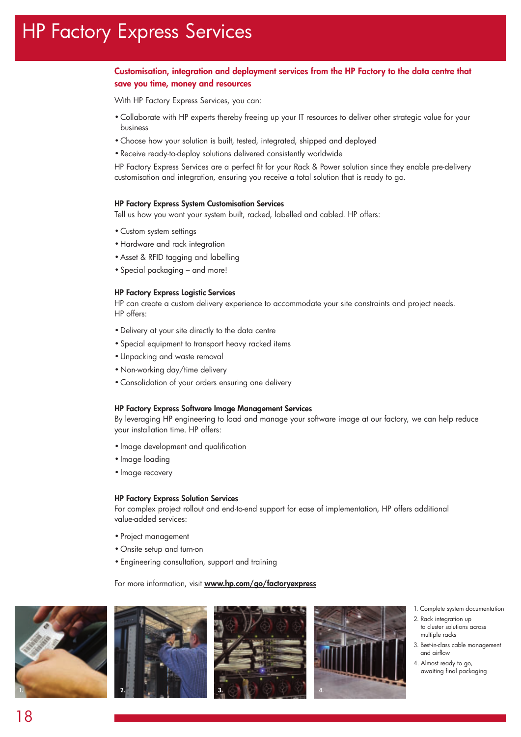# HP Factory Express Services

**Customisation, integration and deployment services from the HP Factory to the data centre that save you time, money and resources**

With HP Factory Express Services, you can:

- Collaborate with HP experts thereby freeing up your IT resources to deliver other strategic value for your business
- Choose how your solution is built, tested, integrated, shipped and deployed
- Receive ready-to-deploy solutions delivered consistently worldwide

HP Factory Express Services are a perfect fit for your Rack & Power solution since they enable pre-delivery customisation and integration, ensuring you receive a total solution that is ready to go.

### HP Factory Express System Customisation Services

Tell us how you want your system built, racked, labelled and cabled. HP offers:

- Custom system settings
- Hardware and rack integration
- Asset & RFID tagging and labelling
- Special packaging – and more!

### HP Factory Express Logistic Services

HP can create a custom delivery experience to accommodate your site constraints and project needs. HP offers:

- Delivery at your site directly to the data centre
- Special equipment to transport heavy racked items
- Unpacking and waste removal
- Non-working day/time delivery
- Consolidation of your orders ensuring one delivery

### HP Factory Express Software Image Management Services

By leveraging HP engineering to load and manage your software image at our factory, we can help reduce your installation time. HP offers:

- Image development and qualification
- Image loading
- Image recovery

### HP Factory Express Solution Services

For complex project rollout and end-to-end support for ease of implementation, HP offers additional value-added services:

- Project management
- Onsite setup and turn-on
- Engineering consultation, support and training

For more information, visit **www.hp.com/go/factoryexpress**

1. Complete system documentation
2. Rack integration up to cluster solutions across multiple racks
3. Best-in-class cable management and airflow
4. Almost ready to go, awaiting final packaging